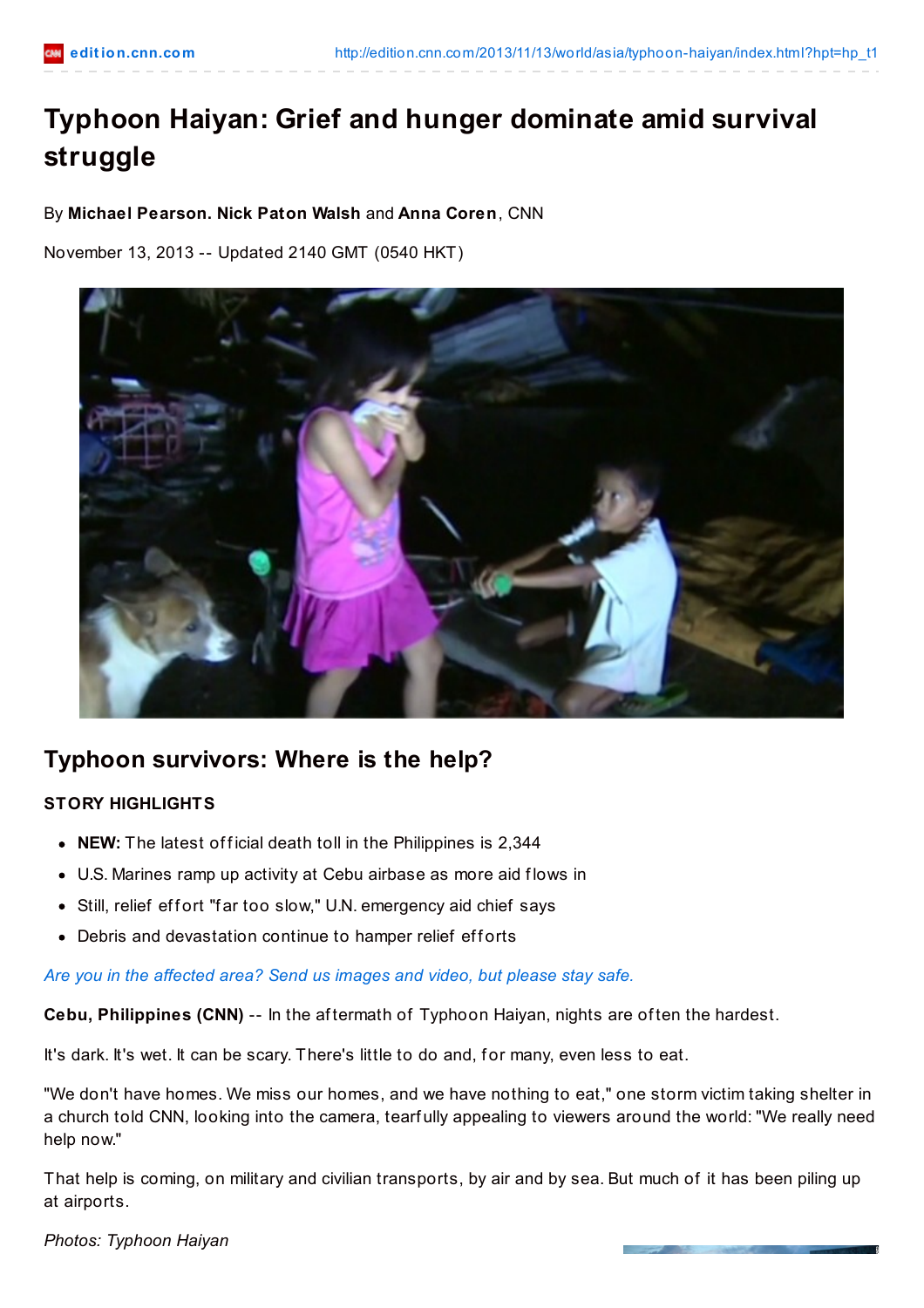# Typhoon Haiyan: Grief and hunger dominate amid survival struggle

By **Michael Pearson. Nick Paton Walsh** and **Anna Coren**, CNN

November 13, 2013 -- Updated 2140 GMT (0540 HKT)

## Typhoon survivors: Where is the help?

**STORY HIGHLIGHTS**

- **NEW:** The latest official death toll in the Philippines is 2,344
- U.S. Marines ramp up activity at Cebu airbase as more aid flows in
- Still, relief effort "far too slow," U.N. emergency aid chief says
- Debris and devastation continue to hamper relief efforts

*Are you in the affected area? Send us images and video, but please stay safe.*

**Cebu, Philippines (CNN)** -- In the aftermath of Typhoon Haiyan, nights are often the hardest.

It's dark. It's wet. It can be scary. There's little to do and, for many, even less to eat.

"We don't have homes. We miss our homes, and we have nothing to eat," one storm victim taking shelter in a church told CNN, looking into the camera, tearfully appealing to viewers around the world: "We really need help now."

That help is coming, on military and civilian transports, by air and by sea. But much of it has been piling up at airports.

*Photos: Typhoon Haiyan*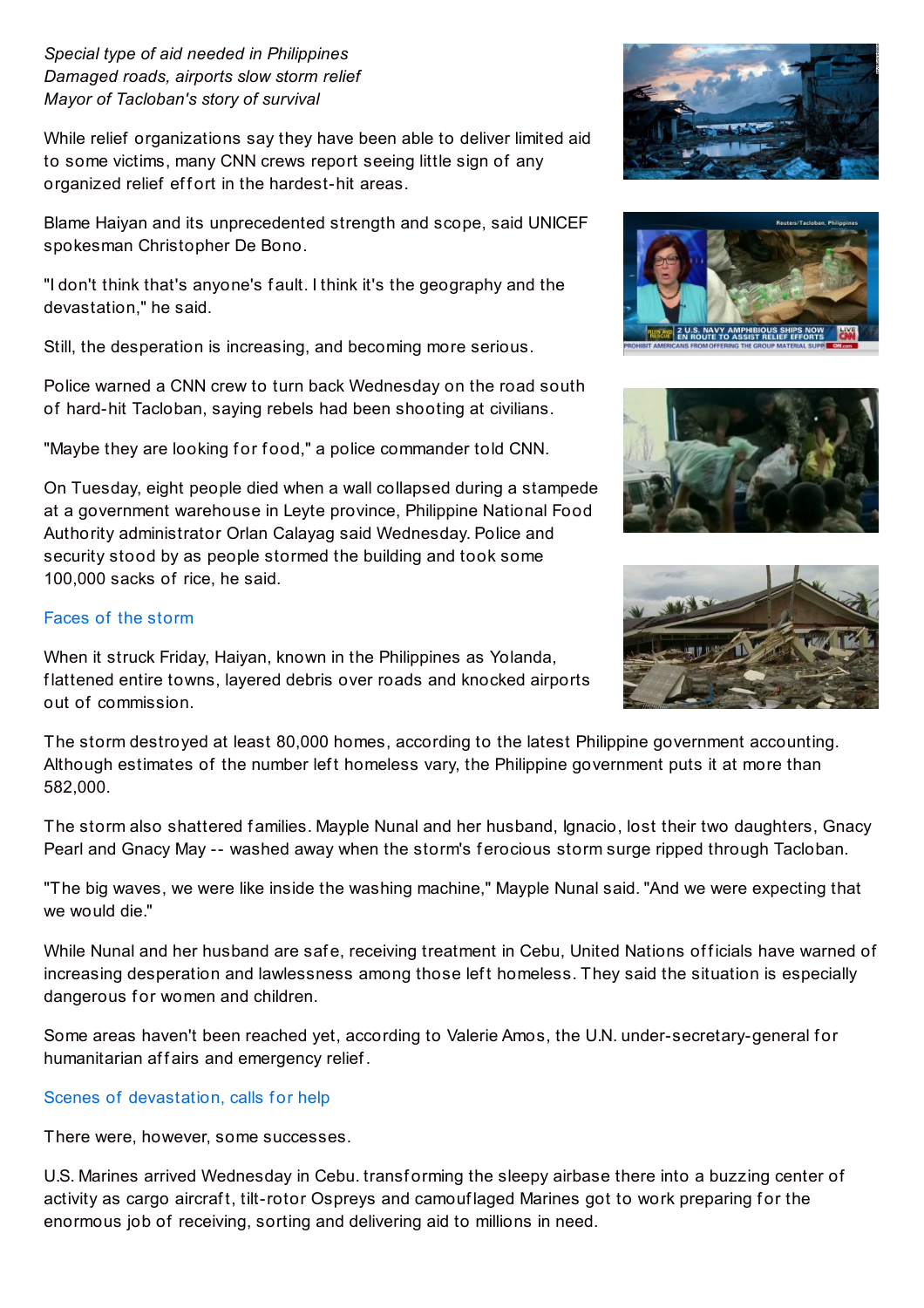*Special type of aid needed in Philippines*
*Damaged roads, airports slow storm relief*
*Mayor of Tacloban's story of survival*

While relief organizations say they have been able to deliver limited aid to some victims, many CNN crews report seeing little sign of any organized relief effort in the hardest-hit areas.

Blame Haiyan and its unprecedented strength and scope, said UNICEF spokesman Christopher De Bono.

"I don't think that's anyone's fault. I think it's the geography and the devastation," he said.

Still, the desperation is increasing, and becoming more serious.

Police warned a CNN crew to turn back Wednesday on the road south of hard-hit Tacloban, saying rebels had been shooting at civilians.

"Maybe they are looking for food," a police commander told CNN.

On Tuesday, eight people died when a wall collapsed during a stampede at a government warehouse in Leyte province, Philippine National Food Authority administrator Orlan Calayag said Wednesday. Police and security stood by as people stormed the building and took some 100,000 sacks of rice, he said.

Faces of the storm

When it struck Friday, Haiyan, known in the Philippines as Yolanda, flattened entire towns, layered debris over roads and knocked airports out of commission.

The storm destroyed at least 80,000 homes, according to the latest Philippine government accounting. Although estimates of the number left homeless vary, the Philippine government puts it at more than 582,000.

The storm also shattered families. Mayple Nunal and her husband, Ignacio, lost their two daughters, Gnacy Pearl and Gnacy May -- washed away when the storm's ferocious storm surge ripped through Tacloban.

"The big waves, we were like inside the washing machine," Mayple Nunal said. "And we were expecting that we would die."

While Nunal and her husband are safe, receiving treatment in Cebu, United Nations officials have warned of increasing desperation and lawlessness among those left homeless. They said the situation is especially dangerous for women and children.

Some areas haven't been reached yet, according to Valerie Amos, the U.N. under-secretary-general for humanitarian affairs and emergency relief.

Scenes of devastation, calls for help

There were, however, some successes.

U.S. Marines arrived Wednesday in Cebu. transforming the sleepy airbase there into a buzzing center of activity as cargo aircraft, tilt-rotor Ospreys and camouflaged Marines got to work preparing for the enormous job of receiving, sorting and delivering aid to millions in need.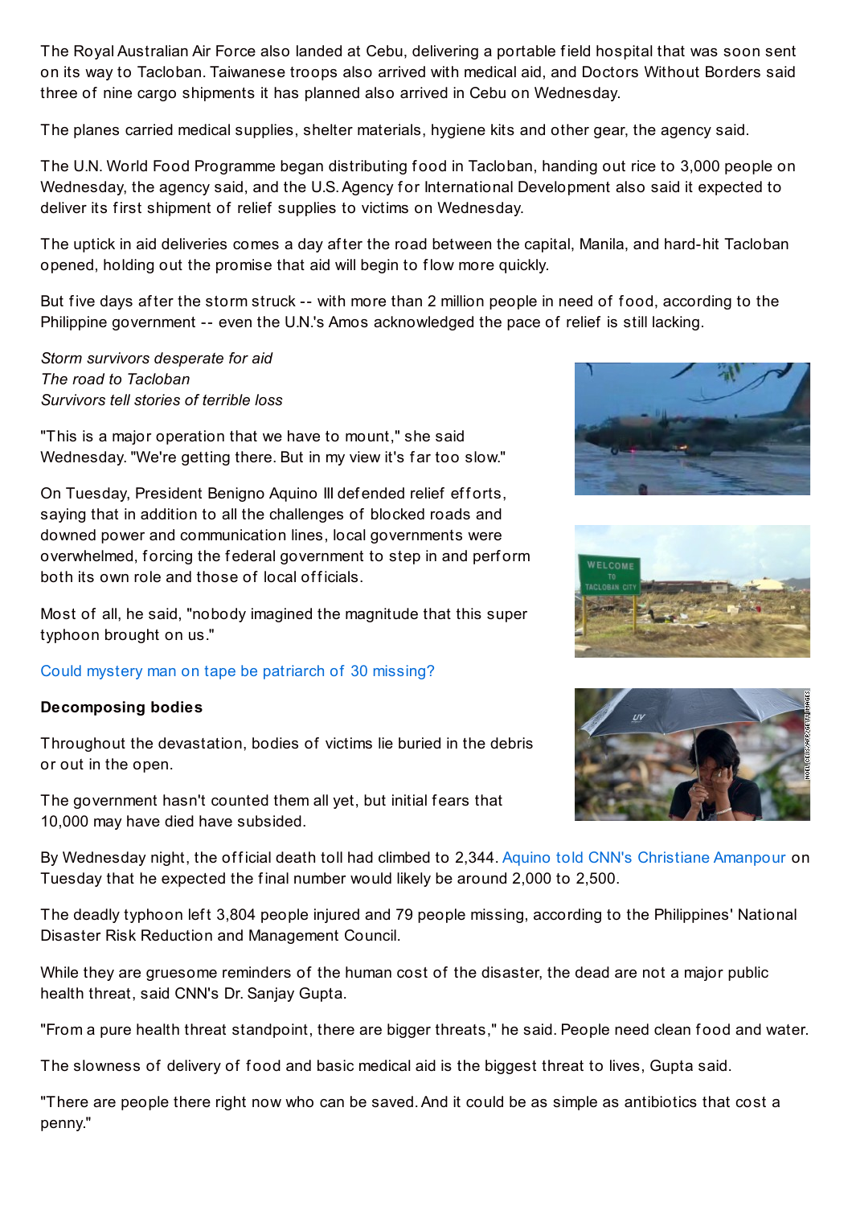The Royal Australian Air Force also landed at Cebu, delivering a portable field hospital that was soon sent on its way to Tacloban. Taiwanese troops also arrived with medical aid, and Doctors Without Borders said three of nine cargo shipments it has planned also arrived in Cebu on Wednesday.

The planes carried medical supplies, shelter materials, hygiene kits and other gear, the agency said.

The U.N. World Food Programme began distributing food in Tacloban, handing out rice to 3,000 people on Wednesday, the agency said, and the U.S. Agency for International Development also said it expected to deliver its first shipment of relief supplies to victims on Wednesday.

The uptick in aid deliveries comes a day after the road between the capital, Manila, and hard-hit Tacloban opened, holding out the promise that aid will begin to flow more quickly.

But five days after the storm struck -- with more than 2 million people in need of food, according to the Philippine government -- even the U.N.'s Amos acknowledged the pace of relief is still lacking.

*Storm survivors desperate for aid*
*The road to Tacloban*
*Survivors tell stories of terrible loss*

"This is a major operation that we have to mount," she said Wednesday. "We're getting there. But in my view it's far too slow."

On Tuesday, President Benigno Aquino III defended relief efforts, saying that in addition to all the challenges of blocked roads and downed power and communication lines, local governments were overwhelmed, forcing the federal government to step in and perform both its own role and those of local officials.

Most of all, he said, "nobody imagined the magnitude that this super typhoon brought on us."

Could mystery man on tape be patriarch of 30 missing?

**Decomposing bodies**

Throughout the devastation, bodies of victims lie buried in the debris or out in the open.

The government hasn't counted them all yet, but initial fears that 10,000 may have died have subsided.

By Wednesday night, the official death toll had climbed to 2,344. Aquino told CNN's Christiane Amanpour on Tuesday that he expected the final number would likely be around 2,000 to 2,500.

The deadly typhoon left 3,804 people injured and 79 people missing, according to the Philippines' National Disaster Risk Reduction and Management Council.

While they are gruesome reminders of the human cost of the disaster, the dead are not a major public health threat, said CNN's Dr. Sanjay Gupta.

"From a pure health threat standpoint, there are bigger threats," he said. People need clean food and water.

The slowness of delivery of food and basic medical aid is the biggest threat to lives, Gupta said.

"There are people there right now who can be saved. And it could be as simple as antibiotics that cost a penny."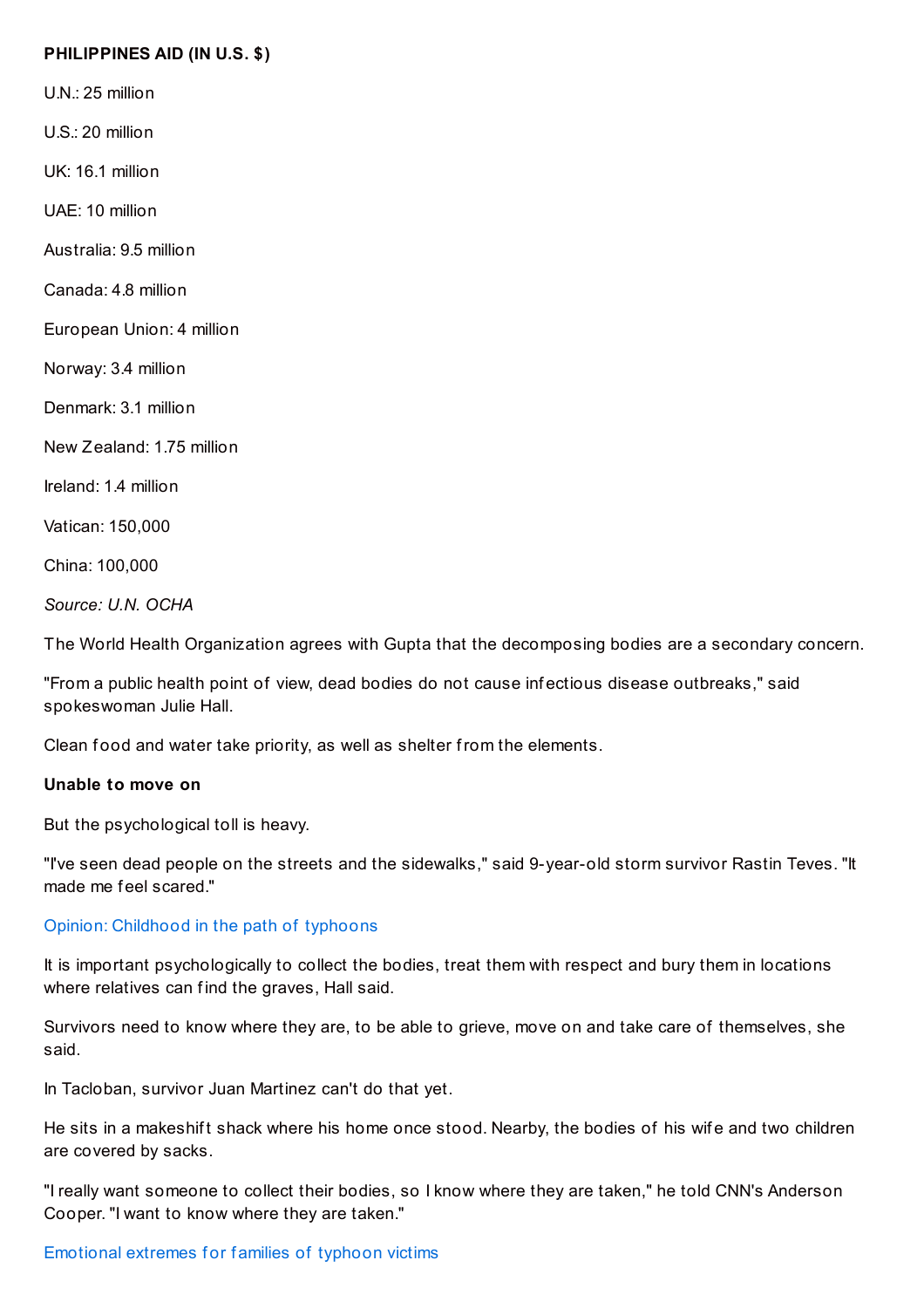**PHILIPPINES AID (IN U.S. $)**

U.N.: 25 million

U.S.: 20 million

UK: 16.1 million

UAE: 10 million

Australia: 9.5 million

Canada: 4.8 million

European Union: 4 million

Norway: 3.4 million

Denmark: 3.1 million

New Zealand: 1.75 million

Ireland: 1.4 million

Vatican: 150,000

China: 100,000

*Source: U.N. OCHA*

The World Health Organization agrees with Gupta that the decomposing bodies are a secondary concern.

"From a public health point of view, dead bodies do not cause infectious disease outbreaks," said spokeswoman Julie Hall.

Clean food and water take priority, as well as shelter from the elements.

**Unable to move on**

But the psychological toll is heavy.

"I've seen dead people on the streets and the sidewalks," said 9-year-old storm survivor Rastin Teves. "It made me feel scared."

Opinion: Childhood in the path of typhoons

It is important psychologically to collect the bodies, treat them with respect and bury them in locations where relatives can find the graves, Hall said.

Survivors need to know where they are, to be able to grieve, move on and take care of themselves, she said.

In Tacloban, survivor Juan Martinez can't do that yet.

He sits in a makeshift shack where his home once stood. Nearby, the bodies of his wife and two children are covered by sacks.

"I really want someone to collect their bodies, so I know where they are taken," he told CNN's Anderson Cooper. "I want to know where they are taken."

Emotional extremes for families of typhoon victims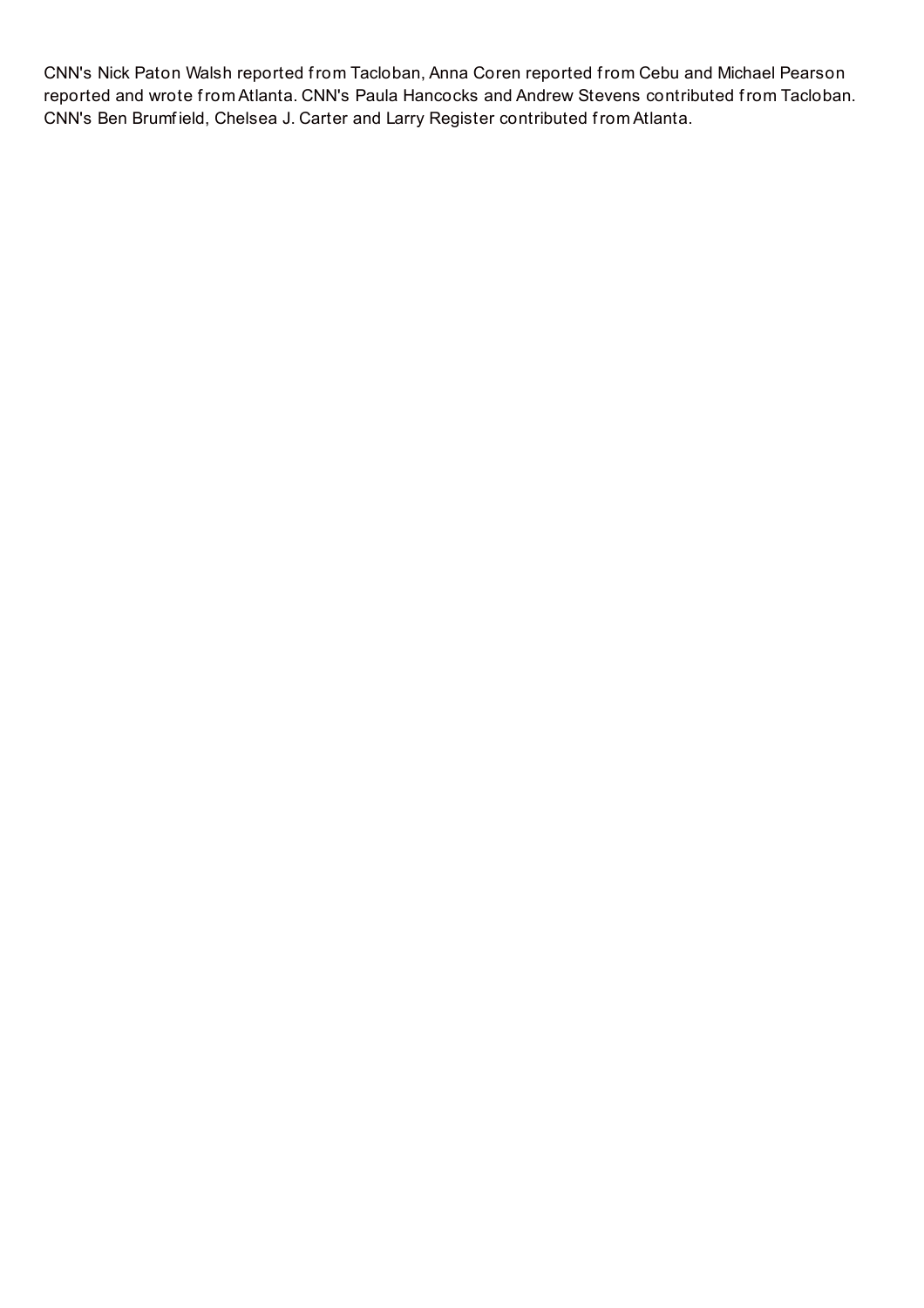CNN's Nick Paton Walsh reported from Tacloban, Anna Coren reported from Cebu and Michael Pearson reported and wrote from Atlanta. CNN's Paula Hancocks and Andrew Stevens contributed from Tacloban. CNN's Ben Brumfield, Chelsea J. Carter and Larry Register contributed from Atlanta.